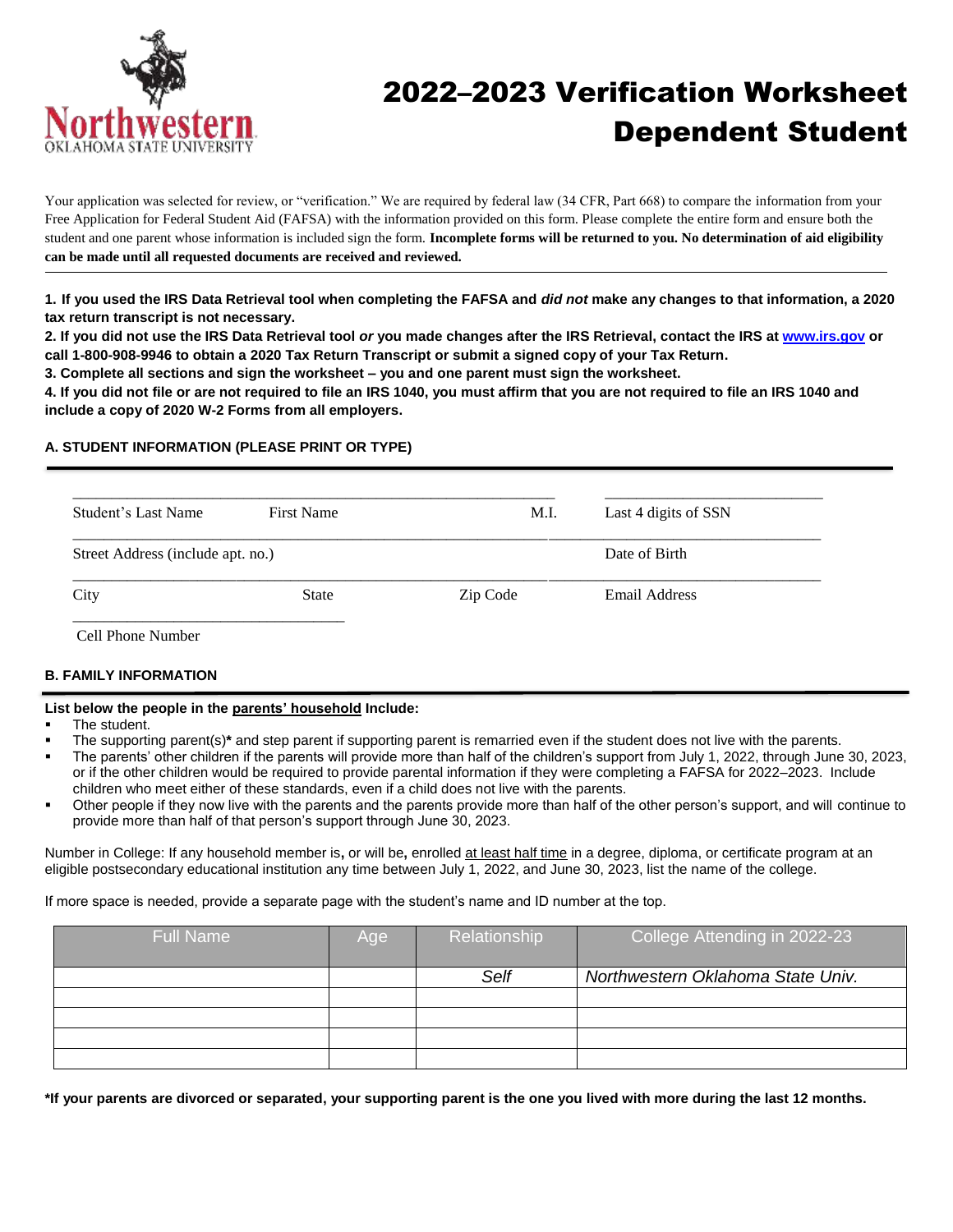# 2022–2023 Verification Worksheet Dependent Student

Northwestern Oklahoma State University

Your application was selected for review, or "verification." We are required by federal law (34 CFR, Part 668) to compare the information from your Free Application for Federal Student Aid (FAFSA) with the information provided on this form. Please complete the entire form and ensure both the student and one parent whose information is included sign the form. **Incomplete forms will be returned to you. No determination of aid eligibility can be made until all requested documents are received and reviewed.**

---

**1. If you used the IRS Data Retrieval tool when completing the FAFSA and *did not* make any changes to that information, a 2020 tax return transcript is not necessary.**

**2. If you did not use the IRS Data Retrieval tool *or* you made changes after the IRS Retrieval, contact the IRS at [www.irs.gov](http://www.irs.gov) or call 1-800-908-9946 to obtain a 2020 Tax Return Transcript or submit a signed copy of your Tax Return.**

**3. Complete all sections and sign the worksheet – you and one parent must sign the worksheet.**

**4. If you did not file or are not required to file an IRS 1040, you must affirm that you are not required to file an IRS 1040 and include a copy of 2020 W-2 Forms from all employers.**

## A. STUDENT INFORMATION (PLEASE PRINT OR TYPE)

| | | | |
|---|---|---|---|
| Student's Last Name | First Name | M.I. | Last 4 digits of SSN |
| Street Address (include apt. no.) | | | Date of Birth |
| City | State | Zip Code | Email Address |
| Cell Phone Number | | | |

## B. FAMILY INFORMATION

**List below the people in the parents' household Include:**

- The student.
- The supporting parent(s)**\*** and step parent if supporting parent is remarried even if the student does not live with the parents.
- The parents' other children if the parents will provide more than half of the children's support from July 1, 2022, through June 30, 2023, or if the other children would be required to provide parental information if they were completing a FAFSA for 2022–2023. Include children who meet either of these standards, even if a child does not live with the parents.
- Other people if they now live with the parents and the parents provide more than half of the other person's support, and will continue to provide more than half of that person's support through June 30, 2023.

Number in College: If any household member is, or will be, enrolled at least half time in a degree, diploma, or certificate program at an eligible postsecondary educational institution any time between July 1, 2022, and June 30, 2023, list the name of the college.

If more space is needed, provide a separate page with the student's name and ID number at the top.

| Full Name | Age | Relationship | College Attending in 2022-23 |
|---|---|---|---|
| | | *Self* | *Northwestern Oklahoma State Univ.* |
| | | | |
| | | | |
| | | | |
| | | | |

**\*If your parents are divorced or separated, your supporting parent is the one you lived with more during the last 12 months.**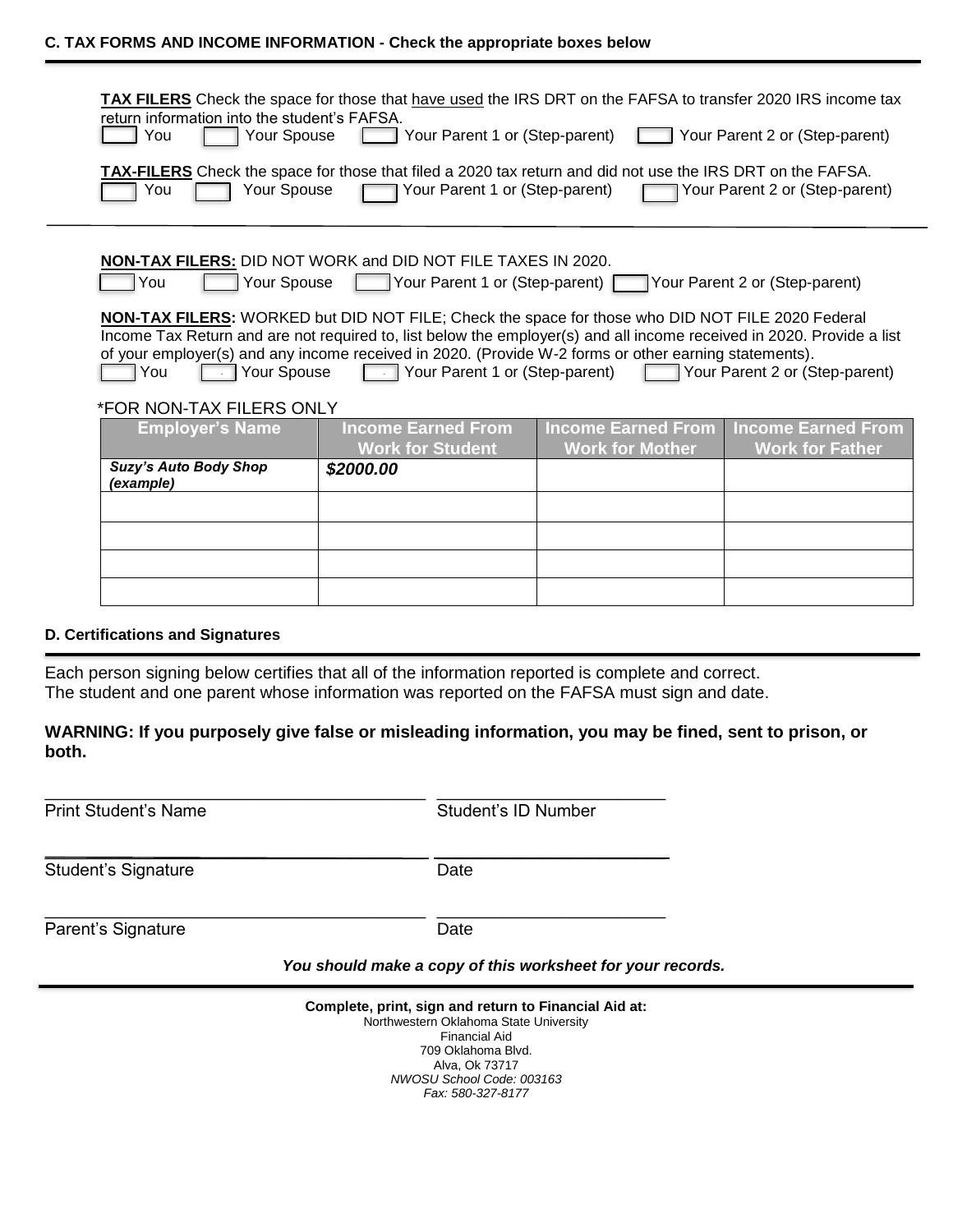## C. TAX FORMS AND INCOME INFORMATION - Check the appropriate boxes below

**TAX FILERS** Check the space for those that have used the IRS DRT on the FAFSA to transfer 2020 IRS income tax return information into the student's FAFSA.

☐ You ☐ Your Spouse ☐ Your Parent 1 or (Step-parent) ☐ Your Parent 2 or (Step-parent)

**TAX-FILERS** Check the space for those that filed a 2020 tax return and did not use the IRS DRT on the FAFSA.

☐ You ☐ Your Spouse ☐ Your Parent 1 or (Step-parent) ☐ Your Parent 2 or (Step-parent)

**NON-TAX FILERS:** DID NOT WORK and DID NOT FILE TAXES IN 2020.

☐ You ☐ Your Spouse ☐ Your Parent 1 or (Step-parent) ☐ Your Parent 2 or (Step-parent)

**NON-TAX FILERS:** WORKED but DID NOT FILE; Check the space for those who DID NOT FILE 2020 Federal Income Tax Return and are not required to, list below the employer(s) and all income received in 2020. Provide a list of your employer(s) and any income received in 2020. (Provide W-2 forms or other earning statements).

☐ You ☐ Your Spouse ☐ Your Parent 1 or (Step-parent) ☐ Your Parent 2 or (Step-parent)

*FOR NON-TAX FILERS ONLY

| Employer's Name | Income Earned From Work for Student | Income Earned From Work for Mother | Income Earned From Work for Father |
|---|---|---|---|
| ***Suzy's Auto Body Shop (example)*** | ***$2000.00*** | | |
| | | | |
| | | | |
| | | | |
| | | | |

## D. Certifications and Signatures

Each person signing below certifies that all of the information reported is complete and correct.
The student and one parent whose information was reported on the FAFSA must sign and date.

**WARNING: If you purposely give false or misleading information, you may be fined, sent to prison, or both.**

______________________________ ______________________
Print Student's Name Student's ID Number

______________________________ ______________________
Student's Signature Date

______________________________ ______________________
Parent's Signature Date

***You should make a copy of this worksheet for your records.***

**Complete, print, sign and return to Financial Aid at:**
Northwestern Oklahoma State University
Financial Aid
709 Oklahoma Blvd.
Alva, Ok 73717
*NWOSU School Code: 003163*
*Fax: 580-327-8177*